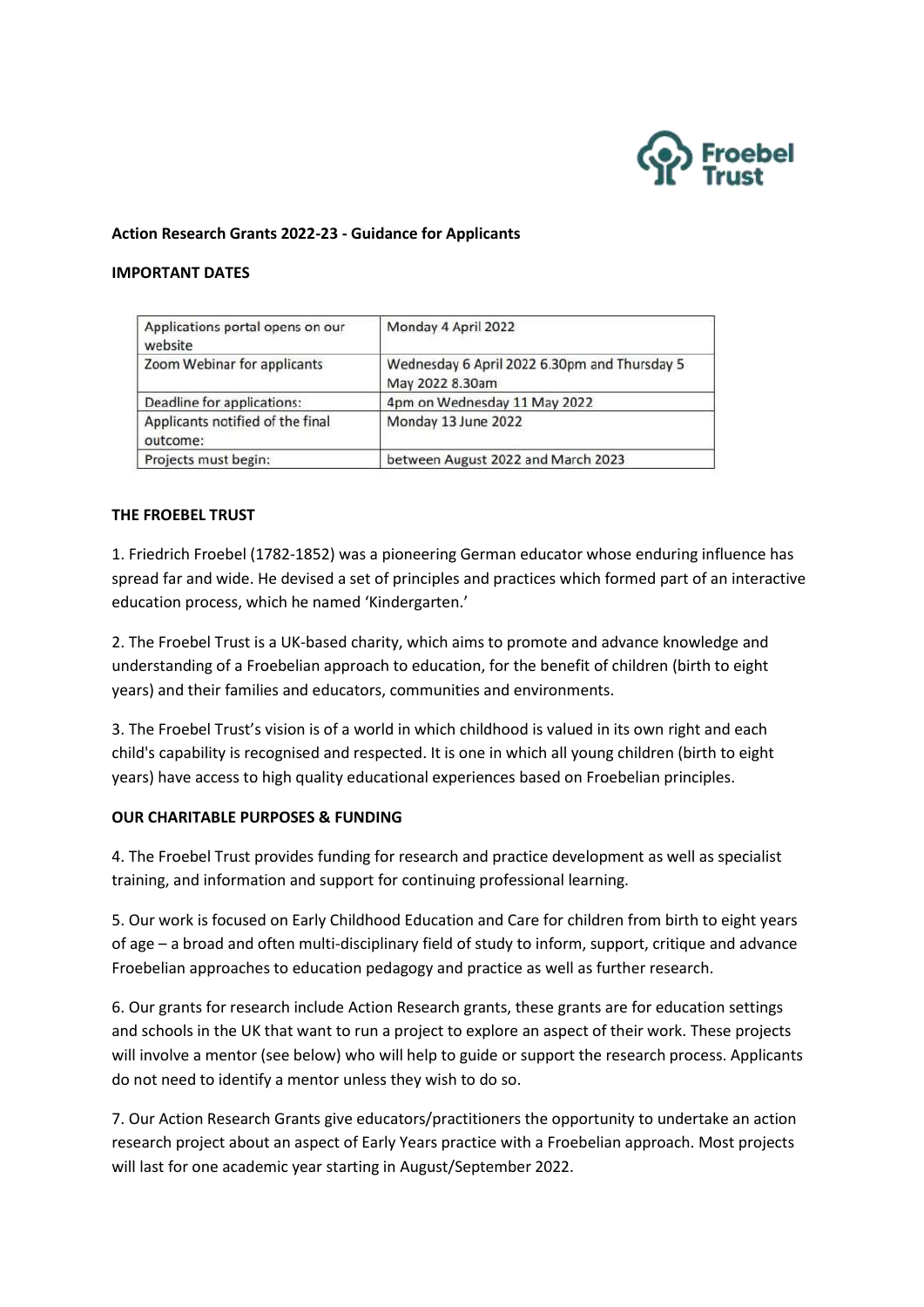**Action Research Grants 2022-23 - Guidance for Applicants**

**IMPORTANT DATES**

| | |
|---|---|
| Applications portal opens on our website | Monday 4 April 2022 |
| Zoom Webinar for applicants | Wednesday 6 April 2022 6.30pm and Thursday 5 May 2022 8.30am |
| Deadline for applications: | 4pm on Wednesday 11 May 2022 |
| Applicants notified of the final outcome: | Monday 13 June 2022 |
| Projects must begin: | between August 2022 and March 2023 |

**THE FROEBEL TRUST**

1. Friedrich Froebel (1782-1852) was a pioneering German educator whose enduring influence has spread far and wide. He devised a set of principles and practices which formed part of an interactive education process, which he named 'Kindergarten.'

2. The Froebel Trust is a UK-based charity, which aims to promote and advance knowledge and understanding of a Froebelian approach to education, for the benefit of children (birth to eight years) and their families and educators, communities and environments.

3. The Froebel Trust's vision is of a world in which childhood is valued in its own right and each child's capability is recognised and respected. It is one in which all young children (birth to eight years) have access to high quality educational experiences based on Froebelian principles.

**OUR CHARITABLE PURPOSES & FUNDING**

4. The Froebel Trust provides funding for research and practice development as well as specialist training, and information and support for continuing professional learning.

5. Our work is focused on Early Childhood Education and Care for children from birth to eight years of age – a broad and often multi-disciplinary field of study to inform, support, critique and advance Froebelian approaches to education pedagogy and practice as well as further research.

6. Our grants for research include Action Research grants, these grants are for education settings and schools in the UK that want to run a project to explore an aspect of their work. These projects will involve a mentor (see below) who will help to guide or support the research process. Applicants do not need to identify a mentor unless they wish to do so.

7. Our Action Research Grants give educators/practitioners the opportunity to undertake an action research project about an aspect of Early Years practice with a Froebelian approach. Most projects will last for one academic year starting in August/September 2022.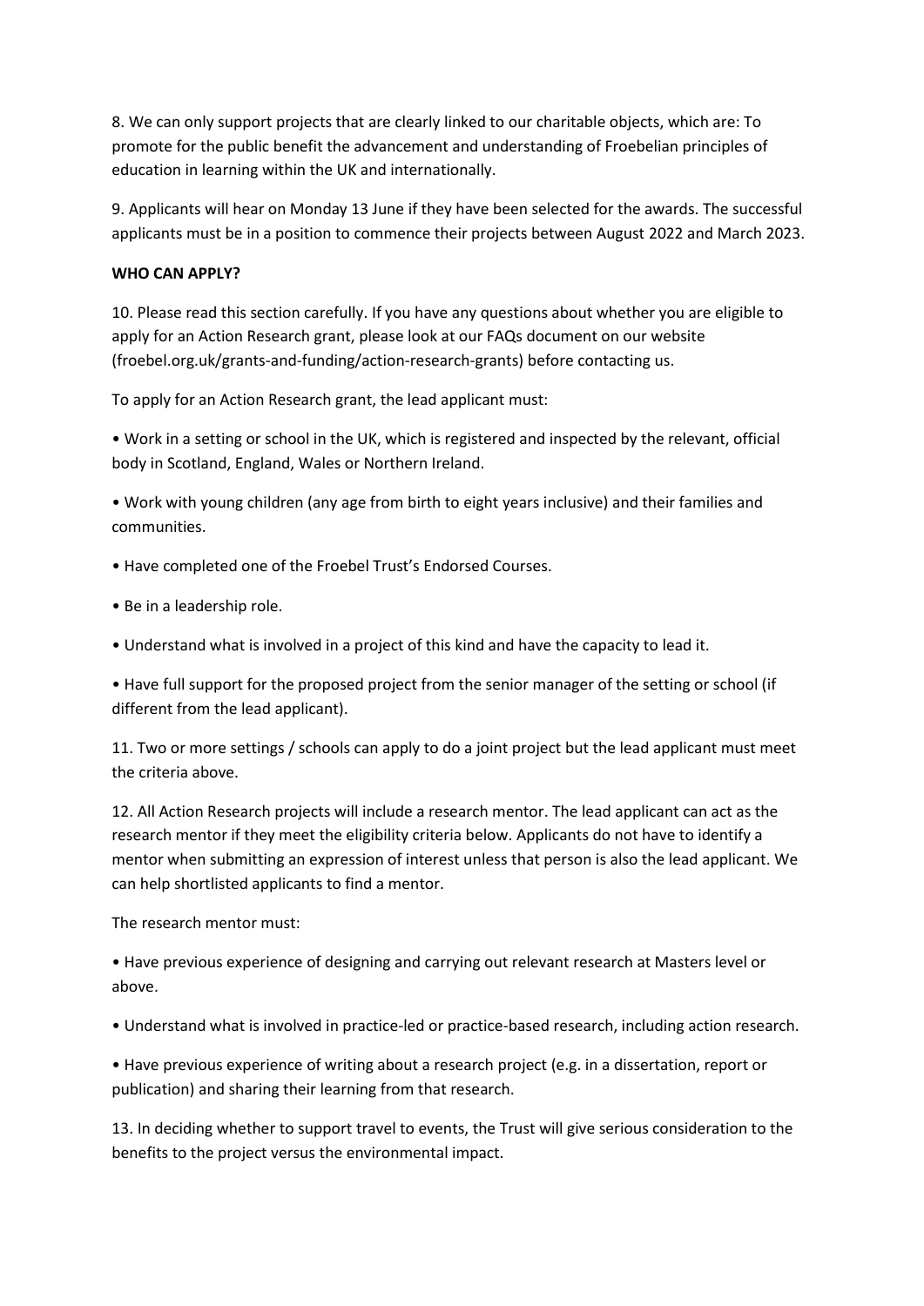8. We can only support projects that are clearly linked to our charitable objects, which are: To promote for the public benefit the advancement and understanding of Froebelian principles of education in learning within the UK and internationally.

9. Applicants will hear on Monday 13 June if they have been selected for the awards. The successful applicants must be in a position to commence their projects between August 2022 and March 2023.

**WHO CAN APPLY?**

10. Please read this section carefully. If you have any questions about whether you are eligible to apply for an Action Research grant, please look at our FAQs document on our website (froebel.org.uk/grants-and-funding/action-research-grants) before contacting us.

To apply for an Action Research grant, the lead applicant must:

- Work in a setting or school in the UK, which is registered and inspected by the relevant, official body in Scotland, England, Wales or Northern Ireland.
- Work with young children (any age from birth to eight years inclusive) and their families and communities.
- Have completed one of the Froebel Trust's Endorsed Courses.
- Be in a leadership role.
- Understand what is involved in a project of this kind and have the capacity to lead it.
- Have full support for the proposed project from the senior manager of the setting or school (if different from the lead applicant).

11. Two or more settings / schools can apply to do a joint project but the lead applicant must meet the criteria above.

12. All Action Research projects will include a research mentor. The lead applicant can act as the research mentor if they meet the eligibility criteria below. Applicants do not have to identify a mentor when submitting an expression of interest unless that person is also the lead applicant. We can help shortlisted applicants to find a mentor.

The research mentor must:

- Have previous experience of designing and carrying out relevant research at Masters level or above.
- Understand what is involved in practice-led or practice-based research, including action research.
- Have previous experience of writing about a research project (e.g. in a dissertation, report or publication) and sharing their learning from that research.

13. In deciding whether to support travel to events, the Trust will give serious consideration to the benefits to the project versus the environmental impact.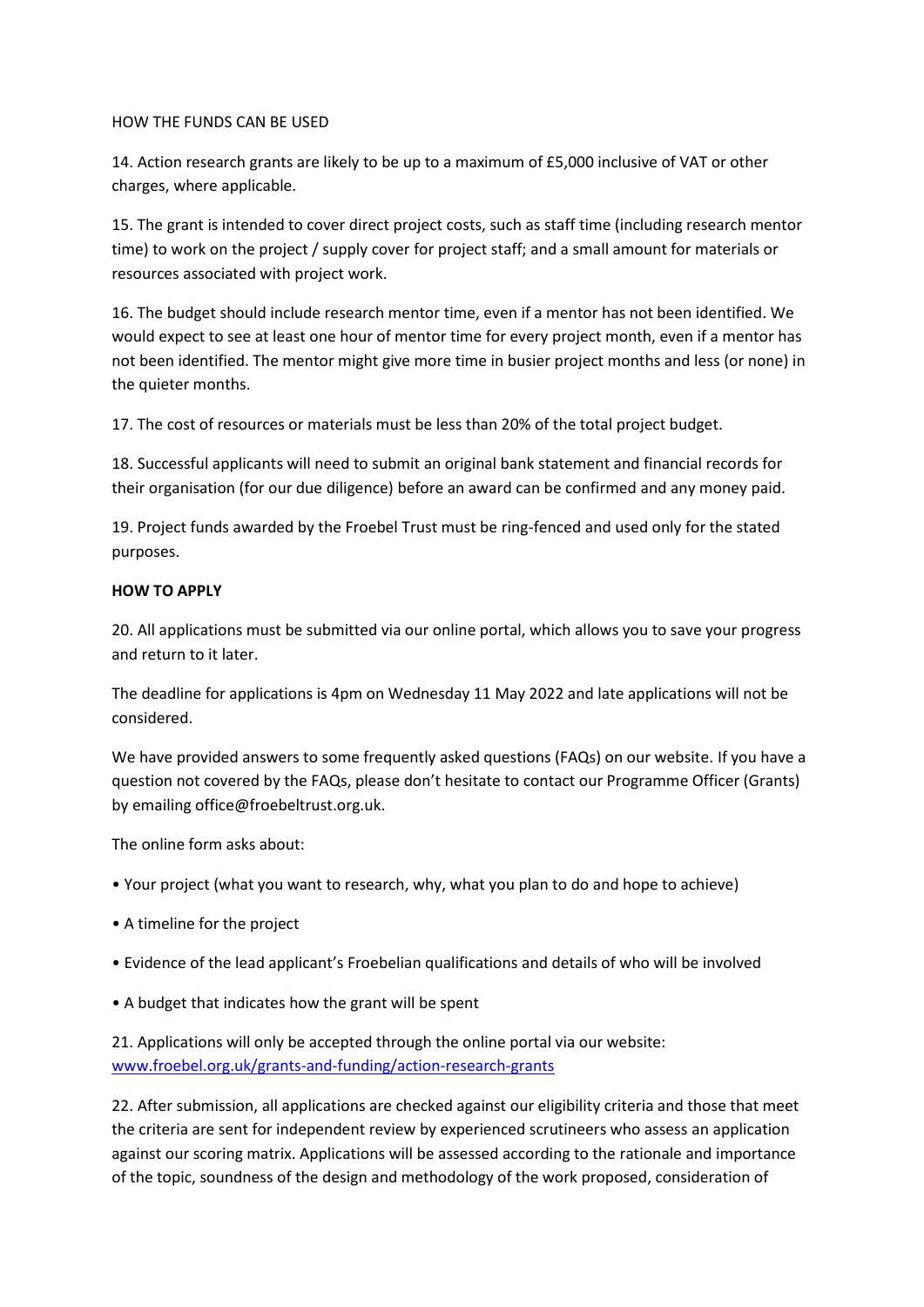HOW THE FUNDS CAN BE USED

14. Action research grants are likely to be up to a maximum of £5,000 inclusive of VAT or other charges, where applicable.

15. The grant is intended to cover direct project costs, such as staff time (including research mentor time) to work on the project / supply cover for project staff; and a small amount for materials or resources associated with project work.

16. The budget should include research mentor time, even if a mentor has not been identified. We would expect to see at least one hour of mentor time for every project month, even if a mentor has not been identified. The mentor might give more time in busier project months and less (or none) in the quieter months.

17. The cost of resources or materials must be less than 20% of the total project budget.

18. Successful applicants will need to submit an original bank statement and financial records for their organisation (for our due diligence) before an award can be confirmed and any money paid.

19. Project funds awarded by the Froebel Trust must be ring-fenced and used only for the stated purposes.

**HOW TO APPLY**

20. All applications must be submitted via our online portal, which allows you to save your progress and return to it later.

The deadline for applications is 4pm on Wednesday 11 May 2022 and late applications will not be considered.

We have provided answers to some frequently asked questions (FAQs) on our website. If you have a question not covered by the FAQs, please don't hesitate to contact our Programme Officer (Grants) by emailing office@froebeltrust.org.uk.

The online form asks about:

- Your project (what you want to research, why, what you plan to do and hope to achieve)
- A timeline for the project
- Evidence of the lead applicant's Froebelian qualifications and details of who will be involved
- A budget that indicates how the grant will be spent

21. Applications will only be accepted through the online portal via our website: [www.froebel.org.uk/grants-and-funding/action-research-grants](www.froebel.org.uk/grants-and-funding/action-research-grants)

22. After submission, all applications are checked against our eligibility criteria and those that meet the criteria are sent for independent review by experienced scrutineers who assess an application against our scoring matrix. Applications will be assessed according to the rationale and importance of the topic, soundness of the design and methodology of the work proposed, consideration of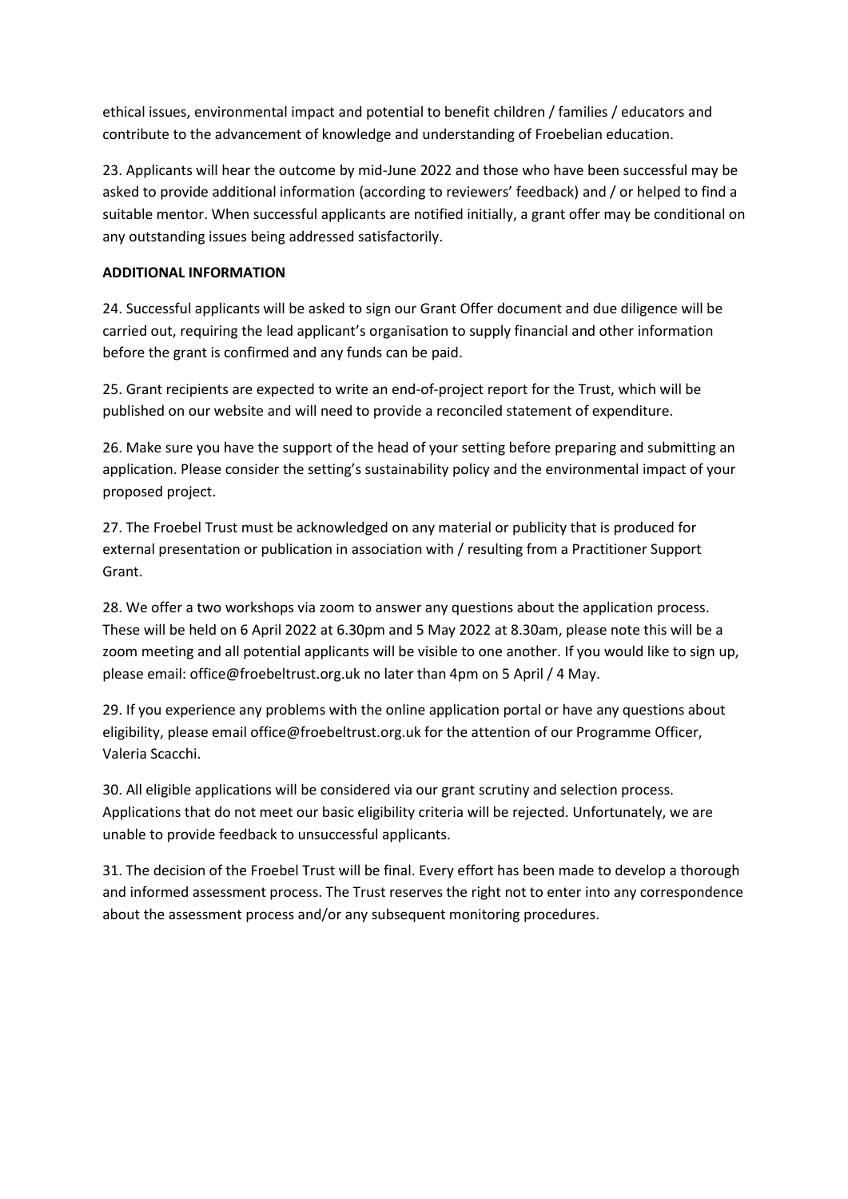ethical issues, environmental impact and potential to benefit children / families / educators and contribute to the advancement of knowledge and understanding of Froebelian education.

23. Applicants will hear the outcome by mid-June 2022 and those who have been successful may be asked to provide additional information (according to reviewers' feedback) and / or helped to find a suitable mentor. When successful applicants are notified initially, a grant offer may be conditional on any outstanding issues being addressed satisfactorily.

**ADDITIONAL INFORMATION**

24. Successful applicants will be asked to sign our Grant Offer document and due diligence will be carried out, requiring the lead applicant's organisation to supply financial and other information before the grant is confirmed and any funds can be paid.

25. Grant recipients are expected to write an end-of-project report for the Trust, which will be published on our website and will need to provide a reconciled statement of expenditure.

26. Make sure you have the support of the head of your setting before preparing and submitting an application. Please consider the setting's sustainability policy and the environmental impact of your proposed project.

27. The Froebel Trust must be acknowledged on any material or publicity that is produced for external presentation or publication in association with / resulting from a Practitioner Support Grant.

28. We offer a two workshops via zoom to answer any questions about the application process. These will be held on 6 April 2022 at 6.30pm and 5 May 2022 at 8.30am, please note this will be a zoom meeting and all potential applicants will be visible to one another. If you would like to sign up, please email: office@froebeltrust.org.uk no later than 4pm on 5 April / 4 May.

29. If you experience any problems with the online application portal or have any questions about eligibility, please email office@froebeltrust.org.uk for the attention of our Programme Officer, Valeria Scacchi.

30. All eligible applications will be considered via our grant scrutiny and selection process. Applications that do not meet our basic eligibility criteria will be rejected. Unfortunately, we are unable to provide feedback to unsuccessful applicants.

31. The decision of the Froebel Trust will be final. Every effort has been made to develop a thorough and informed assessment process. The Trust reserves the right not to enter into any correspondence about the assessment process and/or any subsequent monitoring procedures.